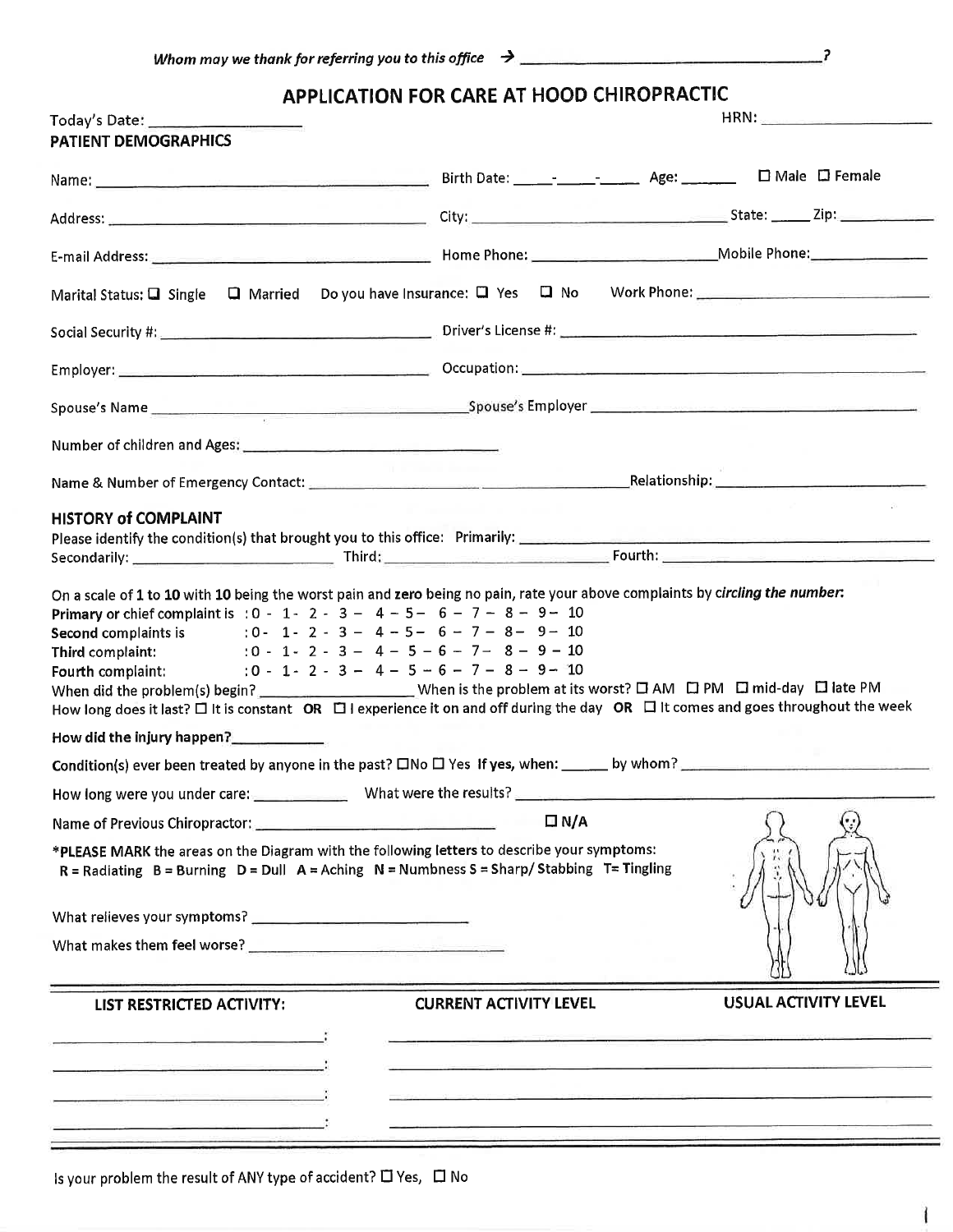*Whom may we thank for referring you to this office* → ________________________________?

# APPLICATION FOR CARE AT HOOD CHIROPRACTIC

Today's Date: ________________ HRN: ________________

## PATIENT DEMOGRAPHICS

Name: ________________________________ Birth Date: _____-_____-_____ Age: _______ ☐ Male ☐ Female

Address: ________________________________ City: ________________________ State: _____ Zip: __________

E-mail Address: ________________________________ Home Phone: ____________________ Mobile Phone: ______________

Marital Status: ☐ Single ☐ Married Do you have Insurance: ☐ Yes ☐ No Work Phone: ________________________

Social Security #: ________________________________ Driver's License #: ________________________________

Employer: ________________________________ Occupation: ________________________________

Spouse's Name ________________________________ Spouse's Employer ________________________________

Number of children and Ages: ________________________________

Name & Number of Emergency Contact: ________________________________ Relationship: ________________________

## HISTORY of COMPLAINT

Please identify the condition(s) that brought you to this office: Primarily: ________________________________

Secondarily: ____________________ Third: ____________________ Fourth: ____________________

On a scale of **1** to **10** with **10** being the worst pain and **zero** being no pain, rate your above complaints by ***circling the number:***

**Primary** or chief complaint is : 0 - 1 - 2 - 3 – 4 – 5 – 6 – 7 – 8 – 9 – 10

**Second** complaints is : 0 - 1 - 2 - 3 – 4 – 5 – 6 – 7 – 8 – 9 – 10

**Third** complaint: : 0 - 1 - 2 - 3 – 4 – 5 – 6 – 7 – 8 – 9 – 10

**Fourth** complaint: : 0 - 1 - 2 - 3 – 4 – 5 – 6 – 7 – 8 – 9 – 10

When did the problem(s) begin? __________________ When is the problem at its worst? ☐ AM ☐ PM ☐ mid-day ☐ late PM

How long does it last? ☐ It is constant **OR** ☐ I experience it on and off during the day **OR** ☐ It comes and goes throughout the week

**How did the injury happen?** ___________

**Condition(s) ever been treated by anyone in the past?** ☐No ☐ Yes **If yes, when:** ______ **by whom?** ____________________

How long were you under care: ___________ What were the results? ________________________________

Name of Previous Chiropractor: ________________________________ ☐ N/A

***PLEASE MARK** the areas on the Diagram with the following **letters** to describe your symptoms:

**R** = Radiating **B** = Burning **D** = Dull **A** = Aching **N** = Numbness **S** = Sharp/ Stabbing **T**= Tingling

What relieves your symptoms? ________________________

What makes them feel worse? ________________________

| LIST RESTRICTED ACTIVITY: | CURRENT ACTIVITY LEVEL | USUAL ACTIVITY LEVEL |
|---|---|---|
| : | | |
| : | | |
| : | | |
| : | | |

Is your problem the result of ANY type of accident? ☐ Yes, ☐ No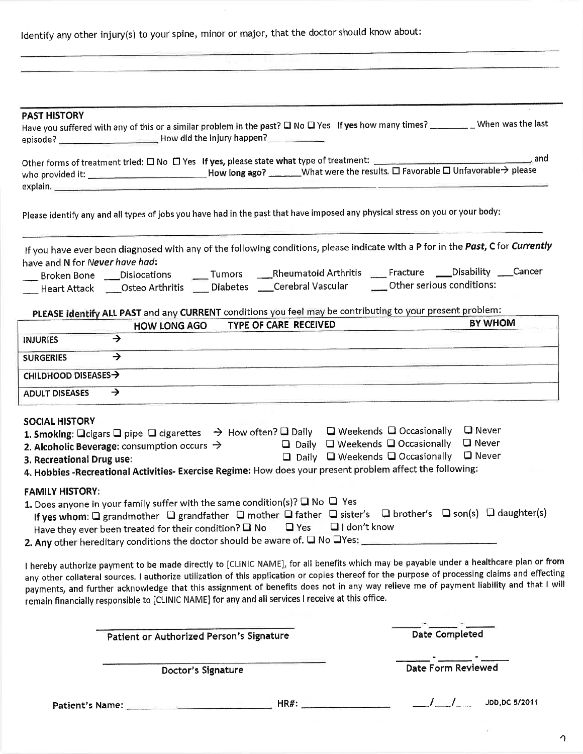Identify any other injury(s) to your spine, minor or major, that the doctor should know about:

\_\_\_\_\_\_\_\_\_\_\_\_\_\_\_\_\_\_\_\_\_\_\_\_\_\_\_\_\_\_\_\_\_\_\_\_\_\_\_\_\_\_\_\_\_\_\_\_\_\_\_\_\_\_\_\_\_\_\_\_\_\_\_\_\_\_\_\_\_\_

\_\_\_\_\_\_\_\_\_\_\_\_\_\_\_\_\_\_\_\_\_\_\_\_\_\_\_\_\_\_\_\_\_\_\_\_\_\_\_\_\_\_\_\_\_\_\_\_\_\_\_\_\_\_\_\_\_\_\_\_\_\_\_\_\_\_\_\_\_\_

## PAST HISTORY

Have you suffered with any of this or a similar problem in the past? ☐ No ☐ Yes **If yes** how many times? \_\_\_\_\_\_\_\_\_ When was the last episode? \_\_\_\_\_\_\_\_\_\_\_\_\_\_\_\_\_\_\_\_ How did the injury happen?\_\_\_\_\_\_\_\_\_\_\_\_

Other forms of treatment tried: ☐ No ☐ Yes **If yes, please state what** type of treatment: \_\_\_\_\_\_\_\_\_\_\_\_\_\_\_\_\_\_\_\_\_\_\_\_\_\_\_\_\_\_\_\_, and who provided it: \_\_\_\_\_\_\_\_\_\_\_\_\_\_\_\_\_\_\_\_\_\_\_\_ **How long ago?** \_\_\_\_\_\_\_What were the results. ☐ Favorable ☐ Unfavorable→ please explain. \_\_\_\_\_\_\_\_\_\_\_\_\_\_\_\_\_\_\_\_\_\_\_\_\_\_\_\_\_\_\_\_\_\_\_\_\_\_\_\_\_\_\_\_\_\_\_\_\_\_\_\_\_\_\_\_\_\_\_\_\_\_\_\_

Please identify any and all types of jobs you have had in the past that have imposed any physical stress on you or your body:

\_\_\_\_\_\_\_\_\_\_\_\_\_\_\_\_\_\_\_\_\_\_\_\_\_\_\_\_\_\_\_\_\_\_\_\_\_\_\_\_\_\_\_\_\_\_\_\_\_\_\_\_\_\_\_\_\_\_\_\_\_\_\_\_\_\_\_\_\_\_

If you have ever been diagnosed with any of the following conditions, please indicate with a **P** for in the ***Past***, **C** for ***Currently*** have and **N** for *Never have had*:

\_\_\_ Broken Bone \_\_\_Dislocations \_\_\_ Tumors \_\_\_Rheumatoid Arthritis \_\_\_ Fracture \_\_\_Disability \_\_\_Cancer
\_\_\_ Heart Attack \_\_\_Osteo Arthritis \_\_\_ Diabetes \_\_\_Cerebral Vascular \_\_\_ Other serious conditions:

**PLEASE identify ALL PAST** and any **CURRENT** conditions you feel may be contributing to your present problem:

| | HOW LONG AGO | TYPE OF CARE RECEIVED | BY WHOM |
|---|---|---|---|
| INJURIES → | | | |
| SURGERIES → | | | |
| CHILDHOOD DISEASES→ | | | |
| ADULT DISEASES → | | | |

## SOCIAL HISTORY

1. **Smoking**: ☐cigars ☐ pipe ☐ cigarettes → How often? ☐ Daily ☐ Weekends ☐ Occasionally ☐ Never
2. **Alcoholic Beverage**: consumption occurs → ☐ Daily ☐ Weekends ☐ Occasionally ☐ Never
3. **Recreational Drug use**: ☐ Daily ☐ Weekends ☐ Occasionally ☐ Never
4. **Hobbies -Recreational Activities- Exercise Regime:** How does your present problem affect the following:

## FAMILY HISTORY:

1. Does anyone in your family suffer with the same condition(s)? ☐ No ☐ Yes
   **If yes whom**: ☐ grandmother ☐ grandfather ☐ mother ☐ father ☐ sister's ☐ brother's ☐ son(s) ☐ daughter(s)
   Have they ever been treated for their condition? ☐ No ☐ Yes ☐ I don't know
2. **Any** other hereditary conditions the doctor should be aware of. ☐ No ☐Yes: \_\_\_\_\_\_\_\_\_\_\_\_\_\_\_\_\_\_\_\_\_\_\_\_\_\_

I hereby authorize payment to be made directly to [CLINIC NAME], for all benefits which may be payable under a healthcare plan or from any other collateral sources. I authorize utilization of this application or copies thereof for the purpose of processing claims and effecting payments, and further acknowledge that this assignment of benefits does not in any way relieve me of payment liability and that I will remain financially responsible to [CLINIC NAME] for any and all services I receive at this office.

\_\_\_\_\_\_\_\_\_\_\_\_\_\_\_\_\_\_\_\_\_\_\_\_\_\_\_\_\_\_\_\_\_\_\_\_ \_\_\_\_\_ - \_\_\_\_\_ - \_\_\_\_\_
Patient or Authorized Person's Signature Date Completed

\_\_\_\_\_\_\_\_\_\_\_\_\_\_\_\_\_\_\_\_\_\_\_\_\_\_\_\_\_\_\_\_\_\_\_\_ \_\_\_\_\_ - \_\_\_\_\_ - \_\_\_\_\_
Doctor's Signature Date Form Reviewed

Patient's Name: \_\_\_\_\_\_\_\_\_\_\_\_\_\_\_\_\_\_\_\_\_\_\_\_\_\_\_\_ HR#: \_\_\_\_\_\_\_\_\_\_\_\_\_\_\_\_ \_\_\_/\_\_\_/\_\_\_ JDD,DC 5/2011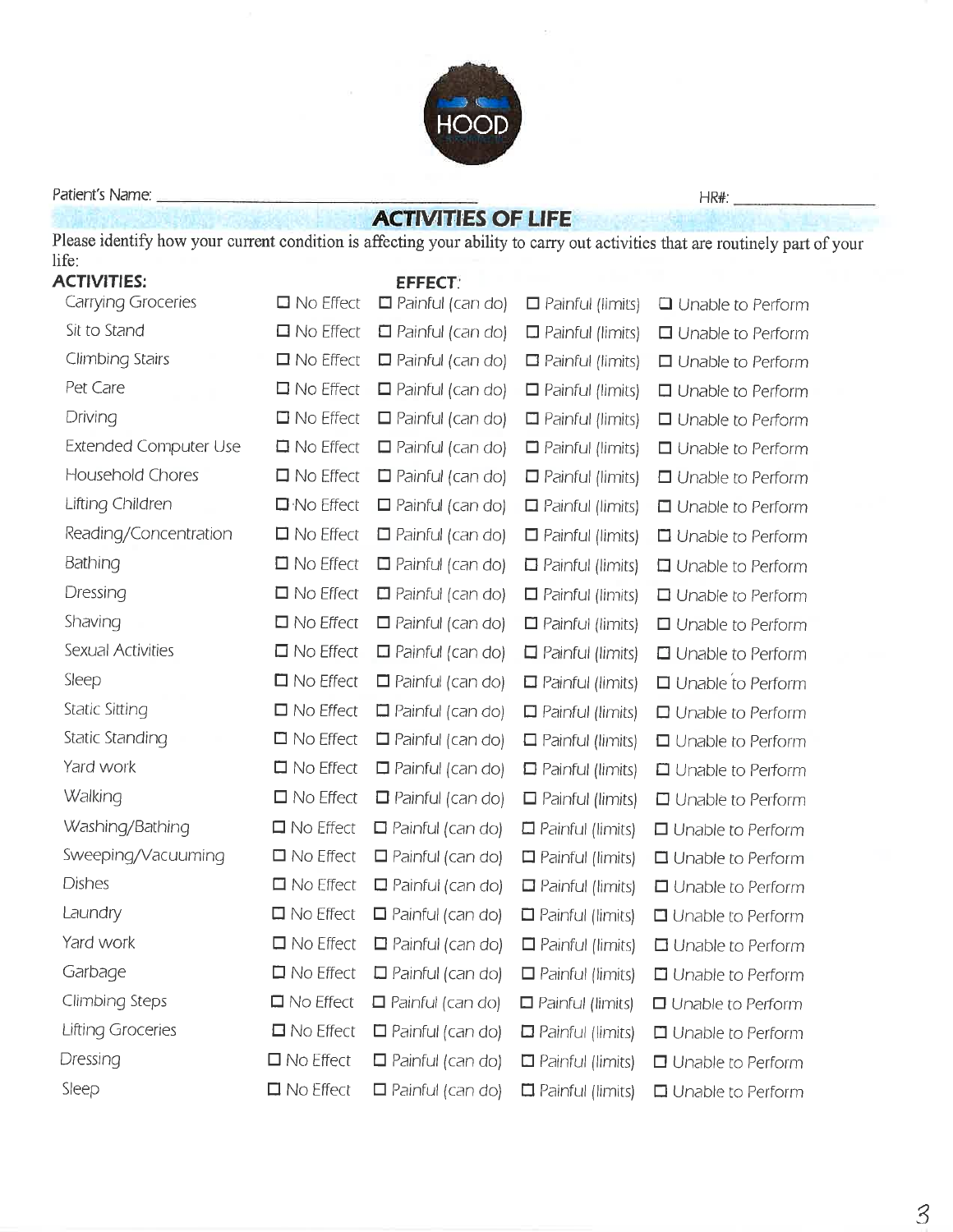HOOD

Patient's Name: ______________________________ HR#: ______________

## ACTIVITIES OF LIFE

Please identify how your current condition is affecting your ability to carry out activities that are routinely part of your life:

| ACTIVITIES: | EFFECT: | | | |
|---|---|---|---|---|
| Carrying Groceries | ☐ No Effect | ☐ Painful (can do) | ☐ Painful (limits) | ☐ Unable to Perform |
| Sit to Stand | ☐ No Effect | ☐ Painful (can do) | ☐ Painful (limits) | ☐ Unable to Perform |
| Climbing Stairs | ☐ No Effect | ☐ Painful (can do) | ☐ Painful (limits) | ☐ Unable to Perform |
| Pet Care | ☐ No Effect | ☐ Painful (can do) | ☐ Painful (limits) | ☐ Unable to Perform |
| Driving | ☐ No Effect | ☐ Painful (can do) | ☐ Painful (limits) | ☐ Unable to Perform |
| Extended Computer Use | ☐ No Effect | ☐ Painful (can do) | ☐ Painful (limits) | ☐ Unable to Perform |
| Household Chores | ☐ No Effect | ☐ Painful (can do) | ☐ Painful (limits) | ☐ Unable to Perform |
| Lifting Children | ☐ No Effect | ☐ Painful (can do) | ☐ Painful (limits) | ☐ Unable to Perform |
| Reading/Concentration | ☐ No Effect | ☐ Painful (can do) | ☐ Painful (limits) | ☐ Unable to Perform |
| Bathing | ☐ No Effect | ☐ Painful (can do) | ☐ Painful (limits) | ☐ Unable to Perform |
| Dressing | ☐ No Effect | ☐ Painful (can do) | ☐ Painful (limits) | ☐ Unable to Perform |
| Shaving | ☐ No Effect | ☐ Painful (can do) | ☐ Painful (limits) | ☐ Unable to Perform |
| Sexual Activities | ☐ No Effect | ☐ Painful (can do) | ☐ Painful (limits) | ☐ Unable to Perform |
| Sleep | ☐ No Effect | ☐ Painful (can do) | ☐ Painful (limits) | ☐ Unable to Perform |
| Static Sitting | ☐ No Effect | ☐ Painful (can do) | ☐ Painful (limits) | ☐ Unable to Perform |
| Static Standing | ☐ No Effect | ☐ Painful (can do) | ☐ Painful (limits) | ☐ Unable to Perform |
| Yard work | ☐ No Effect | ☐ Painful (can do) | ☐ Painful (limits) | ☐ Unable to Perform |
| Walking | ☐ No Effect | ☐ Painful (can do) | ☐ Painful (limits) | ☐ Unable to Perform |
| Washing/Bathing | ☐ No Effect | ☐ Painful (can do) | ☐ Painful (limits) | ☐ Unable to Perform |
| Sweeping/Vacuuming | ☐ No Effect | ☐ Painful (can do) | ☐ Painful (limits) | ☐ Unable to Perform |
| Dishes | ☐ No Effect | ☐ Painful (can do) | ☐ Painful (limits) | ☐ Unable to Perform |
| Laundry | ☐ No Effect | ☐ Painful (can do) | ☐ Painful (limits) | ☐ Unable to Perform |
| Yard work | ☐ No Effect | ☐ Painful (can do) | ☐ Painful (limits) | ☐ Unable to Perform |
| Garbage | ☐ No Effect | ☐ Painful (can do) | ☐ Painful (limits) | ☐ Unable to Perform |
| Climbing Steps | ☐ No Effect | ☐ Painful (can do) | ☐ Painful (limits) | ☐ Unable to Perform |
| Lifting Groceries | ☐ No Effect | ☐ Painful (can do) | ☐ Painful (limits) | ☐ Unable to Perform |
| Dressing | ☐ No Effect | ☐ Painful (can do) | ☐ Painful (limits) | ☐ Unable to Perform |
| Sleep | ☐ No Effect | ☐ Painful (can do) | ☐ Painful (limits) | ☐ Unable to Perform |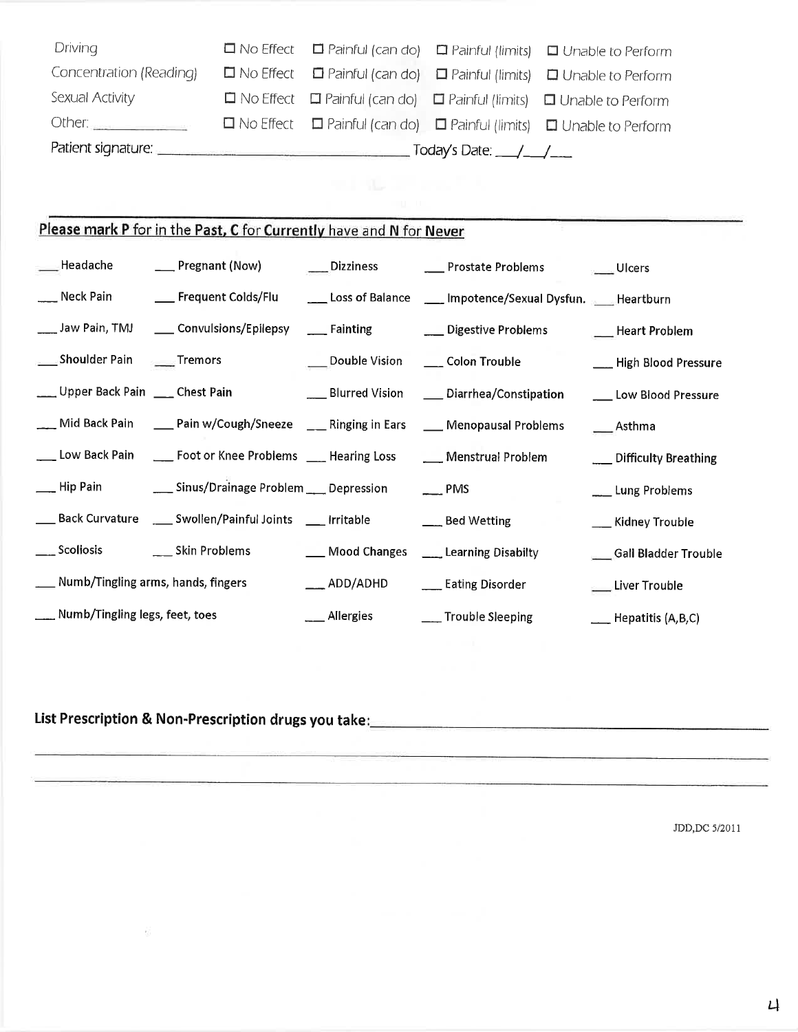| | | | | |
|---|---|---|---|---|
| Driving | ☐ No Effect | ☐ Painful (can do) | ☐ Painful (limits) | ☐ Unable to Perform |
| Concentration (Reading) | ☐ No Effect | ☐ Painful (can do) | ☐ Painful (limits) | ☐ Unable to Perform |
| Sexual Activity | ☐ No Effect | ☐ Painful (can do) | ☐ Painful (limits) | ☐ Unable to Perform |
| Other: ____________ | ☐ No Effect | ☐ Painful (can do) | ☐ Painful (limits) | ☐ Unable to Perform |

Patient signature: ______________________________ Today's Date: ___/___/___

**Please mark P for in the Past, C for Currently have and N for Never**

| | | | | |
|---|---|---|---|---|
| ___ Headache | ___ Pregnant (Now) | ___ Dizziness | ___ Prostate Problems | ___ Ulcers |
| ___ Neck Pain | ___ Frequent Colds/Flu | ___ Loss of Balance | ___ Impotence/Sexual Dysfun. | ___ Heartburn |
| ___ Jaw Pain, TMJ | ___ Convulsions/Epilepsy | ___ Fainting | ___ Digestive Problems | ___ Heart Problem |
| ___ Shoulder Pain | ___ Tremors | ___ Double Vision | ___ Colon Trouble | ___ High Blood Pressure |
| ___ Upper Back Pain | ___ Chest Pain | ___ Blurred Vision | ___ Diarrhea/Constipation | ___ Low Blood Pressure |
| ___ Mid Back Pain | ___ Pain w/Cough/Sneeze | ___ Ringing in Ears | ___ Menopausal Problems | ___ Asthma |
| ___ Low Back Pain | ___ Foot or Knee Problems | ___ Hearing Loss | ___ Menstrual Problem | ___ Difficulty Breathing |
| ___ Hip Pain | ___ Sinus/Drainage Problem | ___ Depression | ___ PMS | ___ Lung Problems |
| ___ Back Curvature | ___ Swollen/Painful Joints | ___ Irritable | ___ Bed Wetting | ___ Kidney Trouble |
| ___ Scoliosis | ___ Skin Problems | ___ Mood Changes | ___ Learning Disabilty | ___ Gall Bladder Trouble |
| ___ Numb/Tingling arms, hands, fingers | | ___ ADD/ADHD | ___ Eating Disorder | ___ Liver Trouble |
| ___ Numb/Tingling legs, feet, toes | | ___ Allergies | ___ Trouble Sleeping | ___ Hepatitis (A,B,C) |

**List Prescription & Non-Prescription drugs you take:**______________________________

________________________________________________________________________

________________________________________________________________________

JDD,DC 5/2011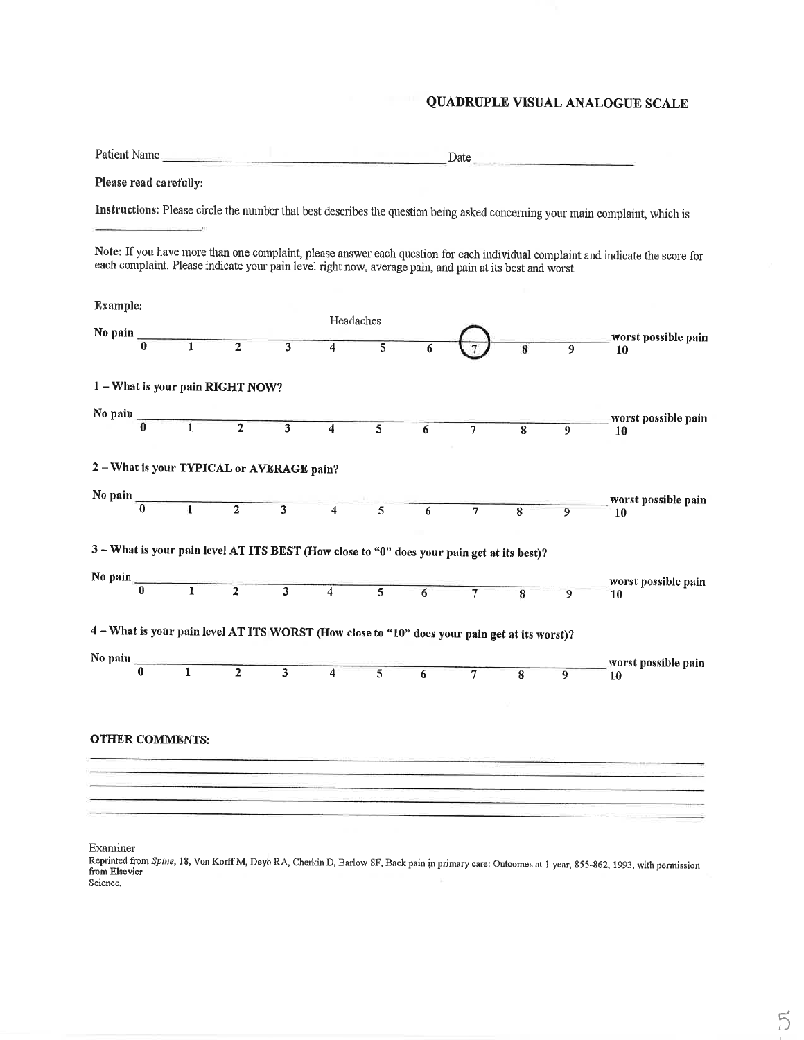## QUADRUPLE VISUAL ANALOGUE SCALE

Patient Name ______________________________ Date ____________________

**Please read carefully:**

**Instructions:** Please circle the number that best describes the question being asked concerning your main complaint, which is ______________.

**Note:** If you have more than one complaint, please answer each question for each individual complaint and indicate the score for each complaint. Please indicate your pain level right now, average pain, and pain at its best and worst.

**Example:**

Headaches

No pain ______________________________________________ worst possible pain

**0** **1** **2** **3** **4** **5** **6** **(7)** **8** **9** **10**

**1 – What is your pain RIGHT NOW?**

No pain ______________________________________________ worst possible pain

**0** **1** **2** **3** **4** **5** **6** **7** **8** **9** **10**

**2 – What is your TYPICAL or AVERAGE pain?**

No pain ______________________________________________ worst possible pain

**0** **1** **2** **3** **4** **5** **6** **7** **8** **9** **10**

**3 – What is your pain level AT ITS BEST (How close to "0" does your pain get at its best)?**

No pain ______________________________________________ worst possible pain

**0** **1** **2** **3** **4** **5** **6** **7** **8** **9** **10**

**4 – What is your pain level AT ITS WORST (How close to "10" does your pain get at its worst)?**

No pain ______________________________________________ worst possible pain

**0** **1** **2** **3** **4** **5** **6** **7** **8** **9** **10**

**OTHER COMMENTS:**

______________________________________________________________________

______________________________________________________________________

______________________________________________________________________

______________________________________________________________________

______________________________________________________________________

Examiner

Reprinted from *Spine*, 18, Von Korff M, Deyo RA, Cherkin D, Barlow SF, Back pain in primary care: Outcomes at 1 year, 855-862, 1993, with permission from Elsevier Science.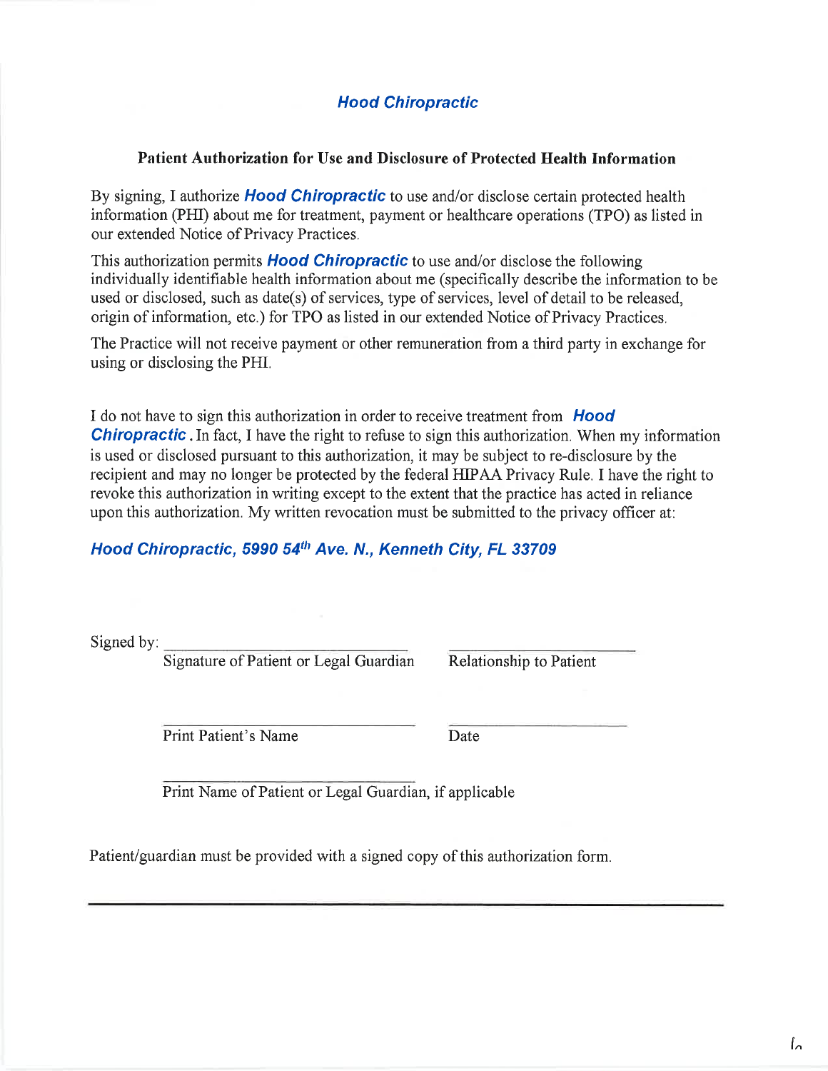# Hood Chiropractic

## Patient Authorization for Use and Disclosure of Protected Health Information

By signing, I authorize ***Hood Chiropractic*** to use and/or disclose certain protected health information (PHI) about me for treatment, payment or healthcare operations (TPO) as listed in our extended Notice of Privacy Practices.

This authorization permits ***Hood Chiropractic*** to use and/or disclose the following individually identifiable health information about me (specifically describe the information to be used or disclosed, such as date(s) of services, type of services, level of detail to be released, origin of information, etc.) for TPO as listed in our extended Notice of Privacy Practices.

The Practice will not receive payment or other remuneration from a third party in exchange for using or disclosing the PHI.

I do not have to sign this authorization in order to receive treatment from ***Hood Chiropractic***. In fact, I have the right to refuse to sign this authorization. When my information is used or disclosed pursuant to this authorization, it may be subject to re-disclosure by the recipient and may no longer be protected by the federal HIPAA Privacy Rule. I have the right to revoke this authorization in writing except to the extent that the practice has acted in reliance upon this authorization. My written revocation must be submitted to the privacy officer at:

***Hood Chiropractic, 5990 54th Ave. N., Kenneth City, FL 33709***

Signed by: \_\_\_\_\_\_\_\_\_\_\_\_\_\_\_\_\_\_\_\_\_\_\_\_\_\_\_\_\_\_ \_\_\_\_\_\_\_\_\_\_\_\_\_\_\_\_\_\_\_\_\_\_\_\_

Signature of Patient or Legal Guardian    Relationship to Patient

\_\_\_\_\_\_\_\_\_\_\_\_\_\_\_\_\_\_\_\_\_\_\_\_\_\_\_\_\_\_ \_\_\_\_\_\_\_\_\_\_\_\_\_\_\_\_\_\_\_\_\_\_\_\_

Print Patient's Name    Date

\_\_\_\_\_\_\_\_\_\_\_\_\_\_\_\_\_\_\_\_\_\_\_\_\_\_\_\_\_\_

Print Name of Patient or Legal Guardian, if applicable

Patient/guardian must be provided with a signed copy of this authorization form.

---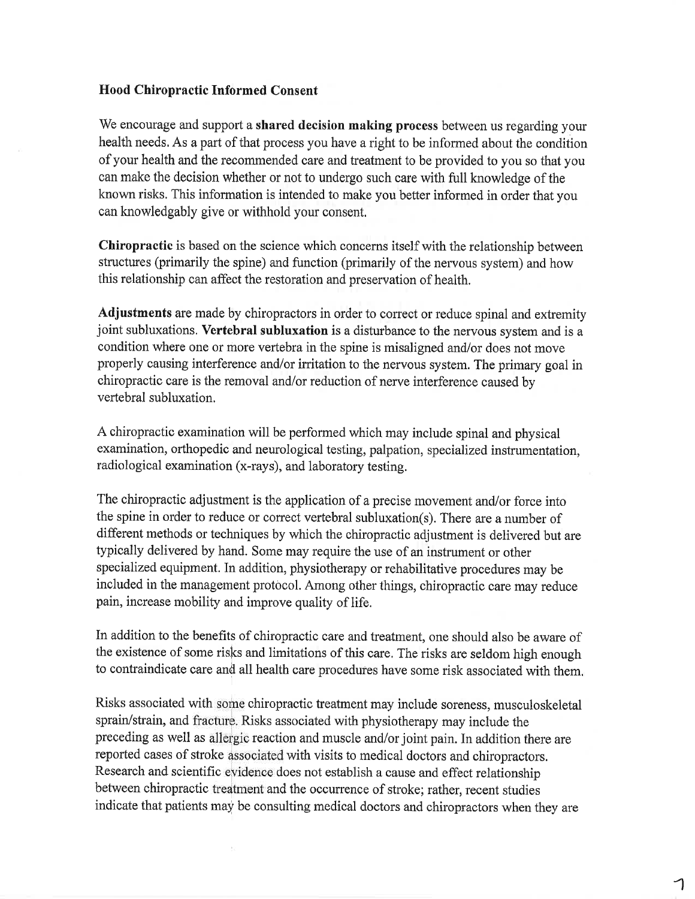**Hood Chiropractic Informed Consent**

We encourage and support a **shared decision making process** between us regarding your health needs. As a part of that process you have a right to be informed about the condition of your health and the recommended care and treatment to be provided to you so that you can make the decision whether or not to undergo such care with full knowledge of the known risks. This information is intended to make you better informed in order that you can knowledgably give or withhold your consent.

**Chiropractic** is based on the science which concerns itself with the relationship between structures (primarily the spine) and function (primarily of the nervous system) and how this relationship can affect the restoration and preservation of health.

**Adjustments** are made by chiropractors in order to correct or reduce spinal and extremity joint subluxations. **Vertebral subluxation** is a disturbance to the nervous system and is a condition where one or more vertebra in the spine is misaligned and/or does not move properly causing interference and/or irritation to the nervous system. The primary goal in chiropractic care is the removal and/or reduction of nerve interference caused by vertebral subluxation.

A chiropractic examination will be performed which may include spinal and physical examination, orthopedic and neurological testing, palpation, specialized instrumentation, radiological examination (x-rays), and laboratory testing.

The chiropractic adjustment is the application of a precise movement and/or force into the spine in order to reduce or correct vertebral subluxation(s). There are a number of different methods or techniques by which the chiropractic adjustment is delivered but are typically delivered by hand. Some may require the use of an instrument or other specialized equipment. In addition, physiotherapy or rehabilitative procedures may be included in the management protocol. Among other things, chiropractic care may reduce pain, increase mobility and improve quality of life.

In addition to the benefits of chiropractic care and treatment, one should also be aware of the existence of some risks and limitations of this care. The risks are seldom high enough to contraindicate care and all health care procedures have some risk associated with them.

Risks associated with some chiropractic treatment may include soreness, musculoskeletal sprain/strain, and fracture. Risks associated with physiotherapy may include the preceding as well as allergic reaction and muscle and/or joint pain. In addition there are reported cases of stroke associated with visits to medical doctors and chiropractors. Research and scientific evidence does not establish a cause and effect relationship between chiropractic treatment and the occurrence of stroke; rather, recent studies indicate that patients may be consulting medical doctors and chiropractors when they are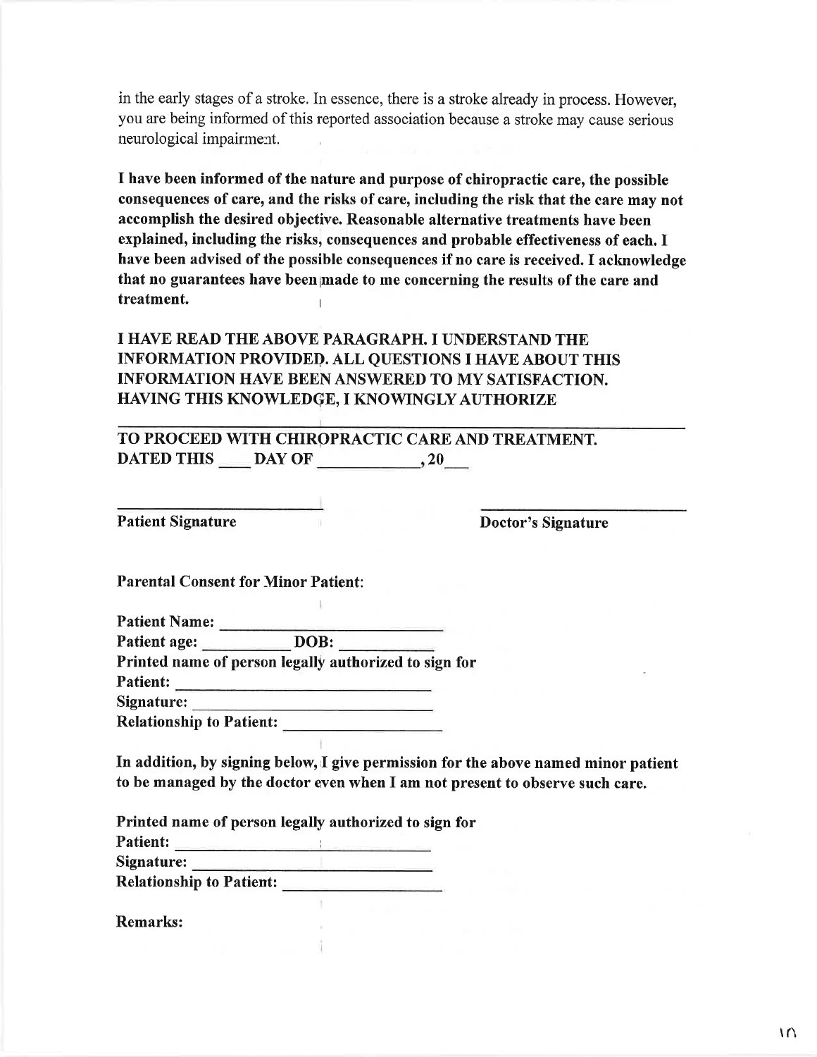in the early stages of a stroke. In essence, there is a stroke already in process. However, you are being informed of this reported association because a stroke may cause serious neurological impairment.

**I have been informed of the nature and purpose of chiropractic care, the possible consequences of care, and the risks of care, including the risk that the care may not accomplish the desired objective. Reasonable alternative treatments have been explained, including the risks, consequences and probable effectiveness of each. I have been advised of the possible consequences if no care is received. I acknowledge that no guarantees have been made to me concerning the results of the care and treatment.**

**I HAVE READ THE ABOVE PARAGRAPH. I UNDERSTAND THE INFORMATION PROVIDED. ALL QUESTIONS I HAVE ABOUT THIS INFORMATION HAVE BEEN ANSWERED TO MY SATISFACTION. HAVING THIS KNOWLEDGE, I KNOWINGLY AUTHORIZE**

**______________________________________________________________**
**TO PROCEED WITH CHIROPRACTIC CARE AND TREATMENT.**
**DATED THIS ____ DAY OF ____________, 20___**

**__________________________** **__________________________**
**Patient Signature** **Doctor's Signature**

**Parental Consent for Minor Patient:**

**Patient Name:** ____________________________
**Patient age:** __________ **DOB:** ___________
**Printed name of person legally authorized to sign for Patient:** ______________________________
**Signature:** ______________________________
**Relationship to Patient:** ___________________

**In addition, by signing below, I give permission for the above named minor patient to be managed by the doctor even when I am not present to observe such care.**

**Printed name of person legally authorized to sign for Patient:** ______________________________
**Signature:** ______________________________
**Relationship to Patient:** ___________________

**Remarks:**